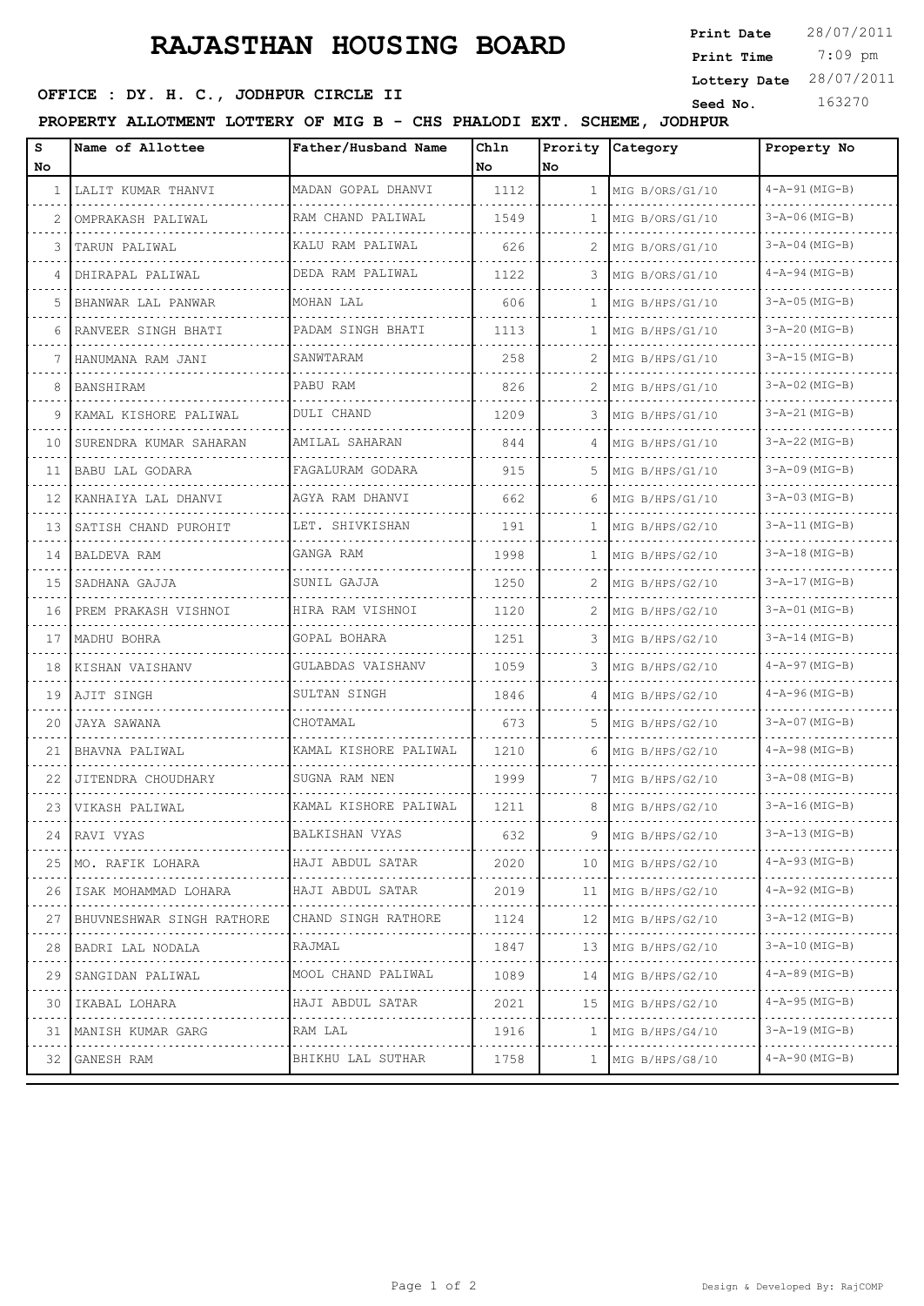# RAJASTHAN HOUSING BOARD

**Print Date** 28/07/2011
**Print Time** 7:09 pm
**Lottery Date** 28/07/2011
**Seed No.** 163270

**OFFICE : DY. H. C., JODHPUR CIRCLE II**

**PROPERTY ALLOTMENT LOTTERY OF MIG B - CHS PHALODI EXT. SCHEME, JODHPUR**

| S No | Name of Allottee | Father/Husband Name | Chln No | Prority No | Category | Property No |
|---|---|---|---|---|---|---|
| 1 | LALIT KUMAR THANVI | MADAN GOPAL DHANVI | 1112 | 1 | MIG B/ORS/G1/10 | 4-A-91(MIG-B) |
| 2 | OMPRAKASH PALIWAL | RAM CHAND PALIWAL | 1549 | 1 | MIG B/ORS/G1/10 | 3-A-06(MIG-B) |
| 3 | TARUN PALIWAL | KALU RAM PALIWAL | 626 | 2 | MIG B/ORS/G1/10 | 3-A-04(MIG-B) |
| 4 | DHIRAPAL PALIWAL | DEDA RAM PALIWAL | 1122 | 3 | MIG B/ORS/G1/10 | 4-A-94(MIG-B) |
| 5 | BHANWAR LAL PANWAR | MOHAN LAL | 606 | 1 | MIG B/HPS/G1/10 | 3-A-05(MIG-B) |
| 6 | RANVEER SINGH BHATI | PADAM SINGH BHATI | 1113 | 1 | MIG B/HPS/G1/10 | 3-A-20(MIG-B) |
| 7 | HANUMANA RAM JANI | SANWTARAM | 258 | 2 | MIG B/HPS/G1/10 | 3-A-15(MIG-B) |
| 8 | BANSHIRAM | PABU RAM | 826 | 2 | MIG B/HPS/G1/10 | 3-A-02(MIG-B) |
| 9 | KAMAL KISHORE PALIWAL | DULI CHAND | 1209 | 3 | MIG B/HPS/G1/10 | 3-A-21(MIG-B) |
| 10 | SURENDRA KUMAR SAHARAN | AMILAL SAHARAN | 844 | 4 | MIG B/HPS/G1/10 | 3-A-22(MIG-B) |
| 11 | BABU LAL GODARA | FAGALURAM GODARA | 915 | 5 | MIG B/HPS/G1/10 | 3-A-09(MIG-B) |
| 12 | KANHAIYA LAL DHANVI | AGYA RAM DHANVI | 662 | 6 | MIG B/HPS/G1/10 | 3-A-03(MIG-B) |
| 13 | SATISH CHAND PUROHIT | LET. SHIVKISHAN | 191 | 1 | MIG B/HPS/G2/10 | 3-A-11(MIG-B) |
| 14 | BALDEVA RAM | GANGA RAM | 1998 | 1 | MIG B/HPS/G2/10 | 3-A-18(MIG-B) |
| 15 | SADHANA GAJJA | SUNIL GAJJA | 1250 | 2 | MIG B/HPS/G2/10 | 3-A-17(MIG-B) |
| 16 | PREM PRAKASH VISHNOI | HIRA RAM VISHNOI | 1120 | 2 | MIG B/HPS/G2/10 | 3-A-01(MIG-B) |
| 17 | MADHU BOHRA | GOPAL BOHARA | 1251 | 3 | MIG B/HPS/G2/10 | 3-A-14(MIG-B) |
| 18 | KISHAN VAISHANV | GULABDAS VAISHANV | 1059 | 3 | MIG B/HPS/G2/10 | 4-A-97(MIG-B) |
| 19 | AJIT SINGH | SULTAN SINGH | 1846 | 4 | MIG B/HPS/G2/10 | 4-A-96(MIG-B) |
| 20 | JAYA SAWANA | CHOTAMAL | 673 | 5 | MIG B/HPS/G2/10 | 3-A-07(MIG-B) |
| 21 | BHAVNA PALIWAL | KAMAL KISHORE PALIWAL | 1210 | 6 | MIG B/HPS/G2/10 | 4-A-98(MIG-B) |
| 22 | JITENDRA CHOUDHARY | SUGNA RAM NEN | 1999 | 7 | MIG B/HPS/G2/10 | 3-A-08(MIG-B) |
| 23 | VIKASH PALIWAL | KAMAL KISHORE PALIWAL | 1211 | 8 | MIG B/HPS/G2/10 | 3-A-16(MIG-B) |
| 24 | RAVI VYAS | BALKISHAN VYAS | 632 | 9 | MIG B/HPS/G2/10 | 3-A-13(MIG-B) |
| 25 | MO. RAFIK LOHARA | HAJI ABDUL SATAR | 2020 | 10 | MIG B/HPS/G2/10 | 4-A-93(MIG-B) |
| 26 | ISAK MOHAMMAD LOHARA | HAJI ABDUL SATAR | 2019 | 11 | MIG B/HPS/G2/10 | 4-A-92(MIG-B) |
| 27 | BHUVNESHWAR SINGH RATHORE | CHAND SINGH RATHORE | 1124 | 12 | MIG B/HPS/G2/10 | 3-A-12(MIG-B) |
| 28 | BADRI LAL NODALA | RAJMAL | 1847 | 13 | MIG B/HPS/G2/10 | 3-A-10(MIG-B) |
| 29 | SANGIDAN PALIWAL | MOOL CHAND PALIWAL | 1089 | 14 | MIG B/HPS/G2/10 | 4-A-89(MIG-B) |
| 30 | IKABAL LOHARA | HAJI ABDUL SATAR | 2021 | 15 | MIG B/HPS/G2/10 | 4-A-95(MIG-B) |
| 31 | MANISH KUMAR GARG | RAM LAL | 1916 | 1 | MIG B/HPS/G4/10 | 3-A-19(MIG-B) |
| 32 | GANESH RAM | BHIKHU LAL SUTHAR | 1758 | 1 | MIG B/HPS/G8/10 | 4-A-90(MIG-B) |

Design & Developed By: RajCOMP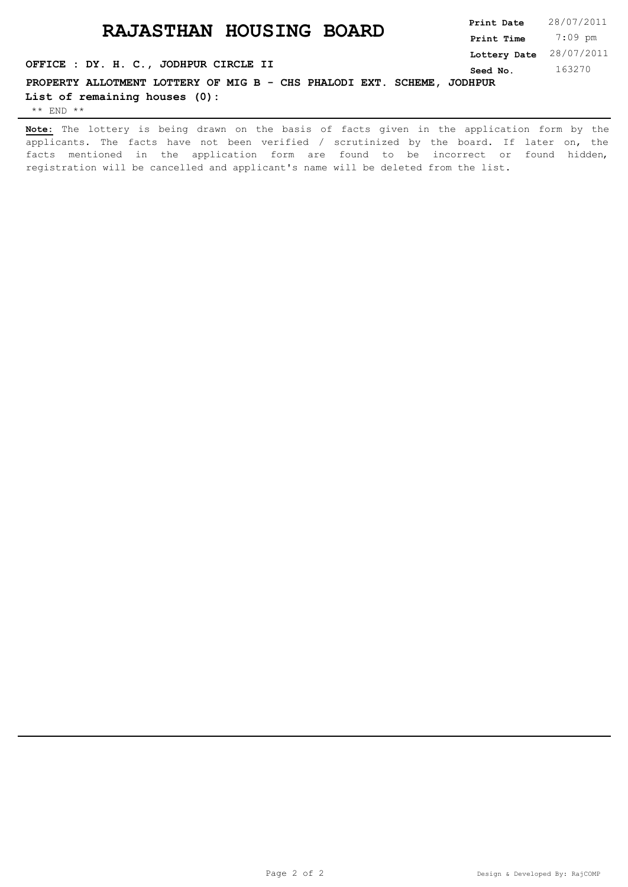# RAJASTHAN HOUSING BOARD

| | |
|---|---|
| **Print Date** | 28/07/2011 |
| **Print Time** | 7:09 pm |
| **Lottery Date** | 28/07/2011 |
| **Seed No.** | 163270 |

**OFFICE : DY. H. C., JODHPUR CIRCLE II**

**PROPERTY ALLOTMENT LOTTERY OF MIG B - CHS PHALODI EXT. SCHEME, JODHPUR**

**List of remaining houses (0):**

** END **

**Note:** The lottery is being drawn on the basis of facts given in the application form by the applicants. The facts have not been verified / scrutinized by the board. If later on, the facts mentioned in the application form are found to be incorrect or found hidden, registration will be cancelled and applicant's name will be deleted from the list.

Design & Developed By: RajCOMP